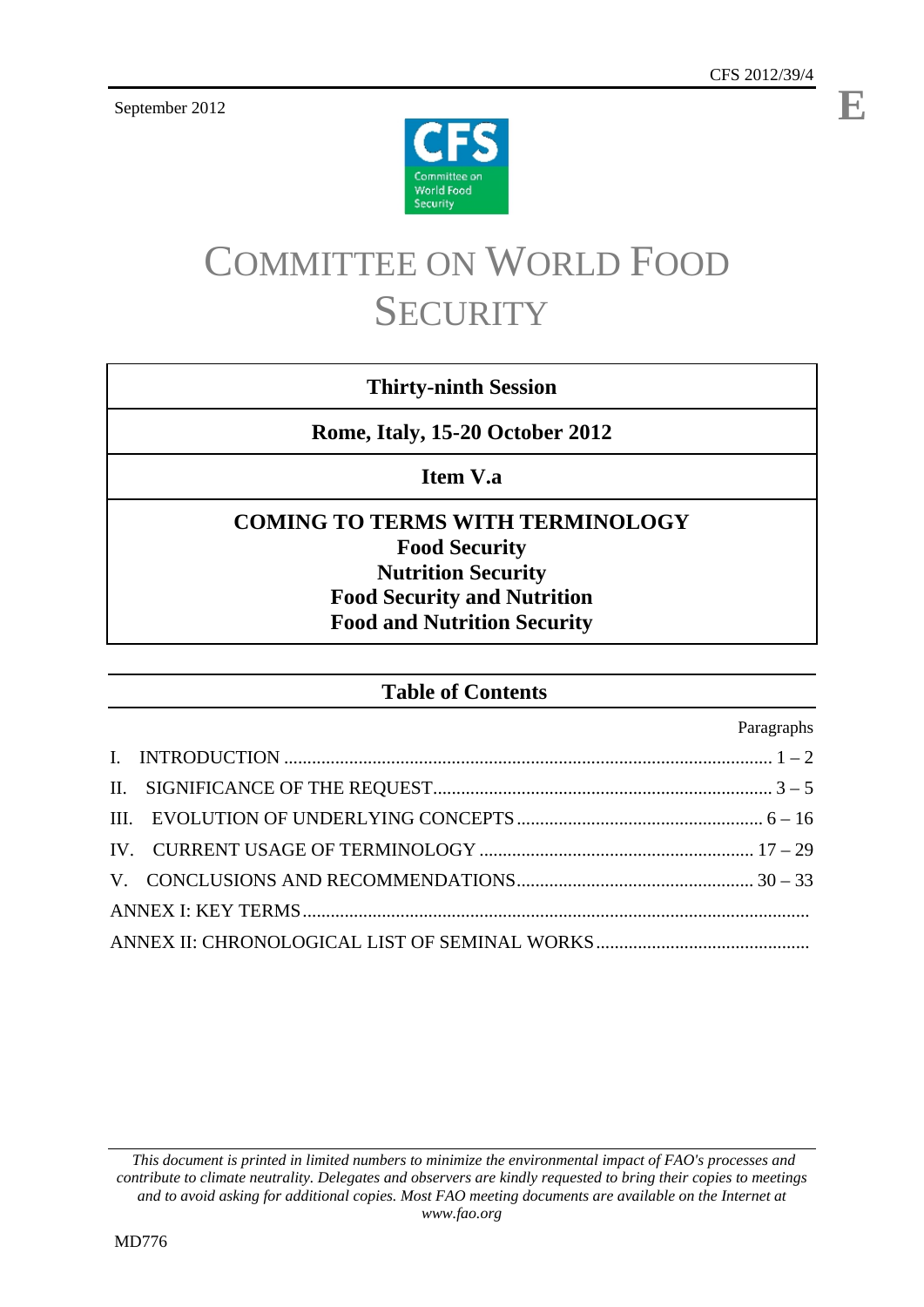CFS 2012/39/4

September 2012

E

# COMMITTEE ON WORLD FOOD SECURITY

| **Thirty-ninth Session** |
| --- |
| **Rome, Italy, 15-20 October 2012** |
| **Item V.a** |
| **COMING TO TERMS WITH TERMINOLOGY**<br>**Food Security**<br>**Nutrition Security**<br>**Food Security and Nutrition**<br>**Food and Nutrition Security** |

## Table of Contents

| | Paragraphs |
| --- | --- |
| I. INTRODUCTION | 1 – 2 |
| II. SIGNIFICANCE OF THE REQUEST | 3 – 5 |
| III. EVOLUTION OF UNDERLYING CONCEPTS | 6 – 16 |
| IV. CURRENT USAGE OF TERMINOLOGY | 17 – 29 |
| V. CONCLUSIONS AND RECOMMENDATIONS | 30 – 33 |
| ANNEX I: KEY TERMS | |
| ANNEX II: CHRONOLOGICAL LIST OF SEMINAL WORKS | |

*This document is printed in limited numbers to minimize the environmental impact of FAO's processes and contribute to climate neutrality. Delegates and observers are kindly requested to bring their copies to meetings and to avoid asking for additional copies. Most FAO meeting documents are available on the Internet at www.fao.org*

MD776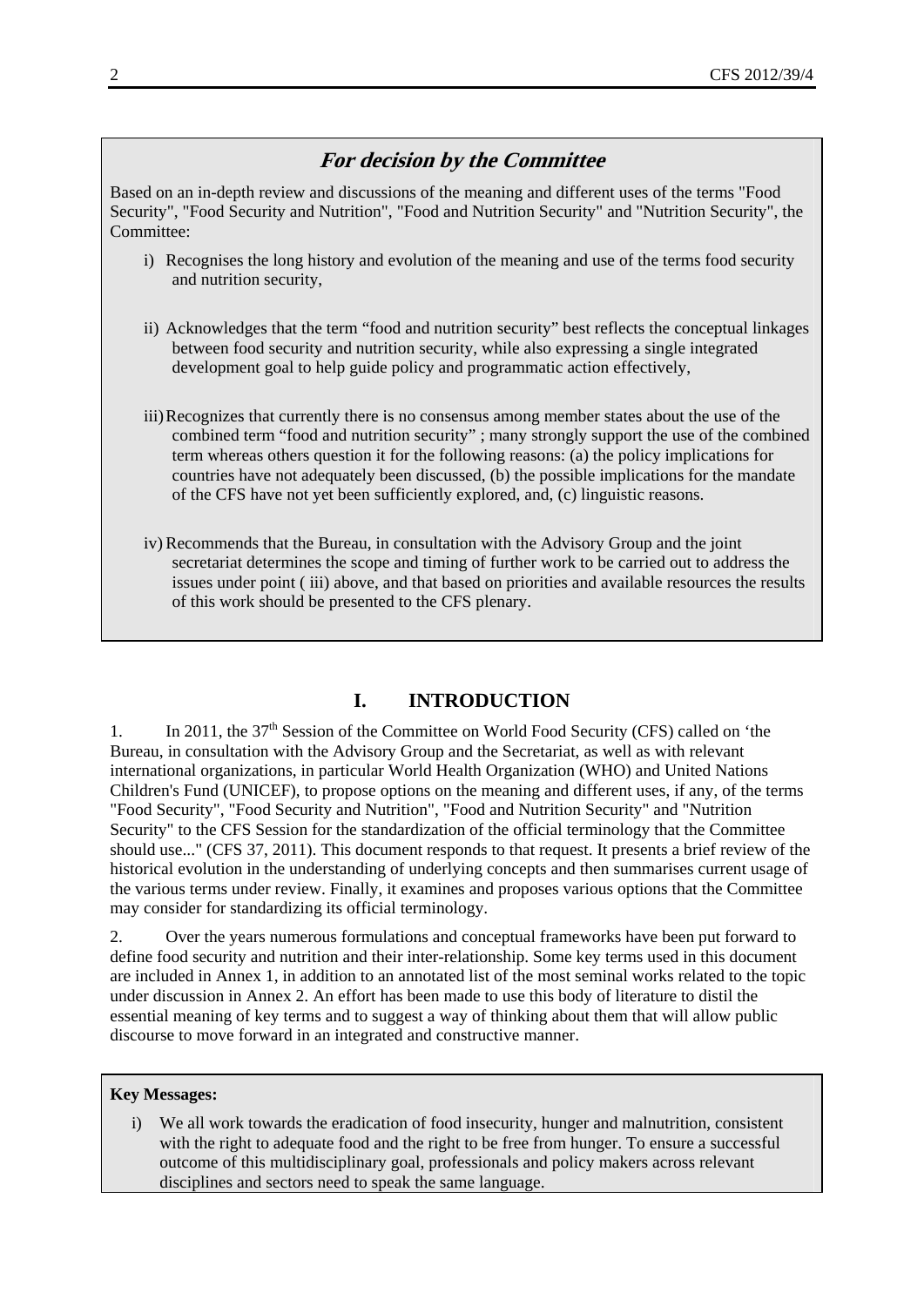## *For decision by the Committee*

Based on an in-depth review and discussions of the meaning and different uses of the terms "Food Security", "Food Security and Nutrition", "Food and Nutrition Security" and "Nutrition Security", the Committee:

i) Recognises the long history and evolution of the meaning and use of the terms food security and nutrition security,

ii) Acknowledges that the term "food and nutrition security" best reflects the conceptual linkages between food security and nutrition security, while also expressing a single integrated development goal to help guide policy and programmatic action effectively,

iii) Recognizes that currently there is no consensus among member states about the use of the combined term "food and nutrition security" ; many strongly support the use of the combined term whereas others question it for the following reasons: (a) the policy implications for countries have not adequately been discussed, (b) the possible implications for the mandate of the CFS have not yet been sufficiently explored, and, (c) linguistic reasons.

iv) Recommends that the Bureau, in consultation with the Advisory Group and the joint secretariat determines the scope and timing of further work to be carried out to address the issues under point ( iii) above, and that based on priorities and available resources the results of this work should be presented to the CFS plenary.

# I. INTRODUCTION

1. In 2011, the 37th Session of the Committee on World Food Security (CFS) called on 'the Bureau, in consultation with the Advisory Group and the Secretariat, as well as with relevant international organizations, in particular World Health Organization (WHO) and United Nations Children's Fund (UNICEF), to propose options on the meaning and different uses, if any, of the terms "Food Security", "Food Security and Nutrition", "Food and Nutrition Security" and "Nutrition Security" to the CFS Session for the standardization of the official terminology that the Committee should use..." (CFS 37, 2011). This document responds to that request. It presents a brief review of the historical evolution in the understanding of underlying concepts and then summarises current usage of the various terms under review. Finally, it examines and proposes various options that the Committee may consider for standardizing its official terminology.

2. Over the years numerous formulations and conceptual frameworks have been put forward to define food security and nutrition and their inter-relationship. Some key terms used in this document are included in Annex 1, in addition to an annotated list of the most seminal works related to the topic under discussion in Annex 2. An effort has been made to use this body of literature to distil the essential meaning of key terms and to suggest a way of thinking about them that will allow public discourse to move forward in an integrated and constructive manner.

**Key Messages:**

i) We all work towards the eradication of food insecurity, hunger and malnutrition, consistent with the right to adequate food and the right to be free from hunger. To ensure a successful outcome of this multidisciplinary goal, professionals and policy makers across relevant disciplines and sectors need to speak the same language.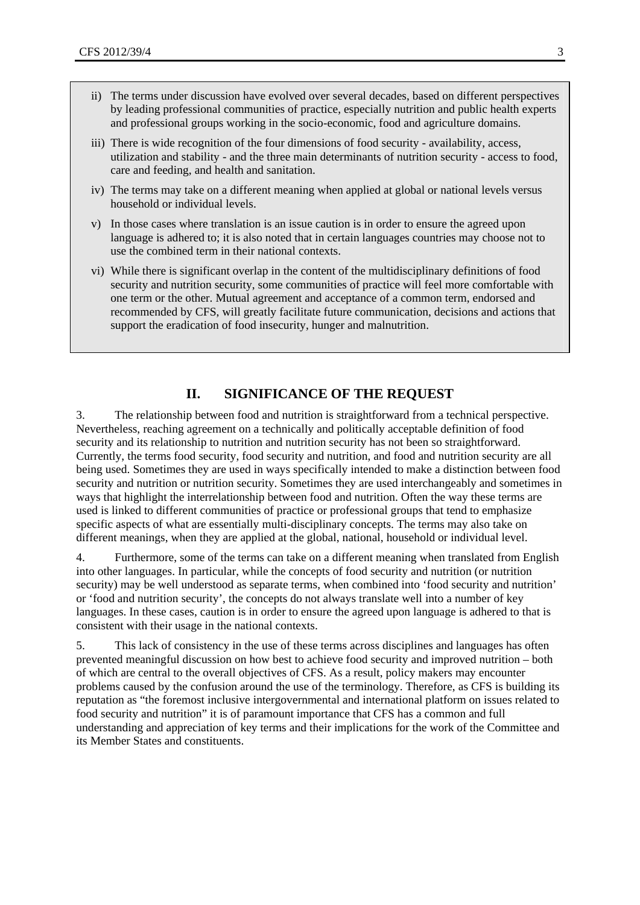ii) The terms under discussion have evolved over several decades, based on different perspectives by leading professional communities of practice, especially nutrition and public health experts and professional groups working in the socio-economic, food and agriculture domains.

iii) There is wide recognition of the four dimensions of food security - availability, access, utilization and stability - and the three main determinants of nutrition security - access to food, care and feeding, and health and sanitation.

iv) The terms may take on a different meaning when applied at global or national levels versus household or individual levels.

v) In those cases where translation is an issue caution is in order to ensure the agreed upon language is adhered to; it is also noted that in certain languages countries may choose not to use the combined term in their national contexts.

vi) While there is significant overlap in the content of the multidisciplinary definitions of food security and nutrition security, some communities of practice will feel more comfortable with one term or the other. Mutual agreement and acceptance of a common term, endorsed and recommended by CFS, will greatly facilitate future communication, decisions and actions that support the eradication of food insecurity, hunger and malnutrition.

## II. SIGNIFICANCE OF THE REQUEST

3. The relationship between food and nutrition is straightforward from a technical perspective. Nevertheless, reaching agreement on a technically and politically acceptable definition of food security and its relationship to nutrition and nutrition security has not been so straightforward. Currently, the terms food security, food security and nutrition, and food and nutrition security are all being used. Sometimes they are used in ways specifically intended to make a distinction between food security and nutrition or nutrition security. Sometimes they are used interchangeably and sometimes in ways that highlight the interrelationship between food and nutrition. Often the way these terms are used is linked to different communities of practice or professional groups that tend to emphasize specific aspects of what are essentially multi-disciplinary concepts. The terms may also take on different meanings, when they are applied at the global, national, household or individual level.

4. Furthermore, some of the terms can take on a different meaning when translated from English into other languages. In particular, while the concepts of food security and nutrition (or nutrition security) may be well understood as separate terms, when combined into 'food security and nutrition' or 'food and nutrition security', the concepts do not always translate well into a number of key languages. In these cases, caution is in order to ensure the agreed upon language is adhered to that is consistent with their usage in the national contexts.

5. This lack of consistency in the use of these terms across disciplines and languages has often prevented meaningful discussion on how best to achieve food security and improved nutrition – both of which are central to the overall objectives of CFS. As a result, policy makers may encounter problems caused by the confusion around the use of the terminology. Therefore, as CFS is building its reputation as "the foremost inclusive intergovernmental and international platform on issues related to food security and nutrition" it is of paramount importance that CFS has a common and full understanding and appreciation of key terms and their implications for the work of the Committee and its Member States and constituents.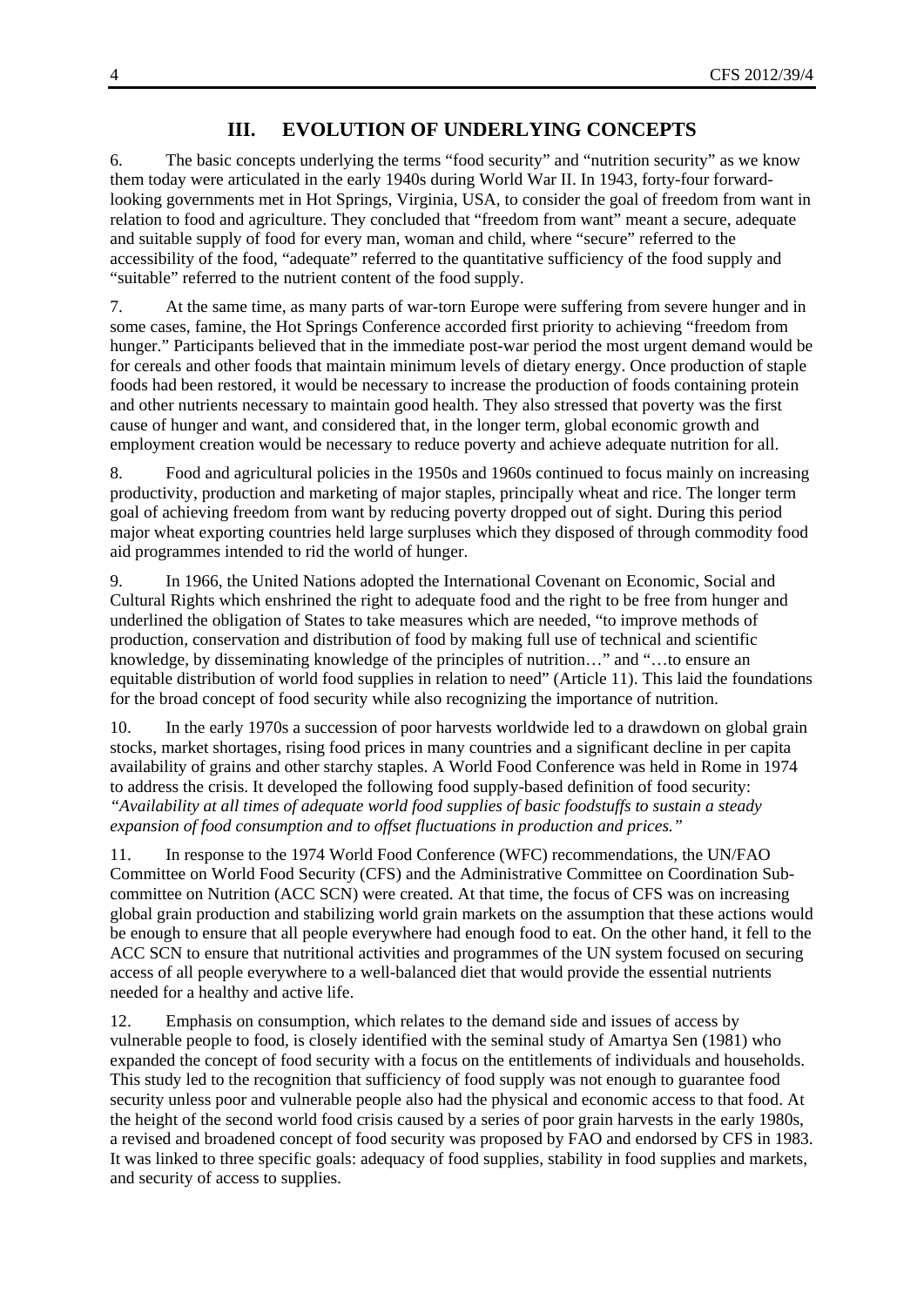## III. EVOLUTION OF UNDERLYING CONCEPTS

6. The basic concepts underlying the terms "food security" and "nutrition security" as we know them today were articulated in the early 1940s during World War II. In 1943, forty-four forward-looking governments met in Hot Springs, Virginia, USA, to consider the goal of freedom from want in relation to food and agriculture. They concluded that "freedom from want" meant a secure, adequate and suitable supply of food for every man, woman and child, where "secure" referred to the accessibility of the food, "adequate" referred to the quantitative sufficiency of the food supply and "suitable" referred to the nutrient content of the food supply.

7. At the same time, as many parts of war-torn Europe were suffering from severe hunger and in some cases, famine, the Hot Springs Conference accorded first priority to achieving "freedom from hunger." Participants believed that in the immediate post-war period the most urgent demand would be for cereals and other foods that maintain minimum levels of dietary energy. Once production of staple foods had been restored, it would be necessary to increase the production of foods containing protein and other nutrients necessary to maintain good health. They also stressed that poverty was the first cause of hunger and want, and considered that, in the longer term, global economic growth and employment creation would be necessary to reduce poverty and achieve adequate nutrition for all.

8. Food and agricultural policies in the 1950s and 1960s continued to focus mainly on increasing productivity, production and marketing of major staples, principally wheat and rice. The longer term goal of achieving freedom from want by reducing poverty dropped out of sight. During this period major wheat exporting countries held large surpluses which they disposed of through commodity food aid programmes intended to rid the world of hunger.

9. In 1966, the United Nations adopted the International Covenant on Economic, Social and Cultural Rights which enshrined the right to adequate food and the right to be free from hunger and underlined the obligation of States to take measures which are needed, "to improve methods of production, conservation and distribution of food by making full use of technical and scientific knowledge, by disseminating knowledge of the principles of nutrition…" and "…to ensure an equitable distribution of world food supplies in relation to need" (Article 11). This laid the foundations for the broad concept of food security while also recognizing the importance of nutrition.

10. In the early 1970s a succession of poor harvests worldwide led to a drawdown on global grain stocks, market shortages, rising food prices in many countries and a significant decline in per capita availability of grains and other starchy staples. A World Food Conference was held in Rome in 1974 to address the crisis. It developed the following food supply-based definition of food security: *"Availability at all times of adequate world food supplies of basic foodstuffs to sustain a steady expansion of food consumption and to offset fluctuations in production and prices."*

11. In response to the 1974 World Food Conference (WFC) recommendations, the UN/FAO Committee on World Food Security (CFS) and the Administrative Committee on Coordination Sub-committee on Nutrition (ACC SCN) were created. At that time, the focus of CFS was on increasing global grain production and stabilizing world grain markets on the assumption that these actions would be enough to ensure that all people everywhere had enough food to eat. On the other hand, it fell to the ACC SCN to ensure that nutritional activities and programmes of the UN system focused on securing access of all people everywhere to a well-balanced diet that would provide the essential nutrients needed for a healthy and active life.

12. Emphasis on consumption, which relates to the demand side and issues of access by vulnerable people to food, is closely identified with the seminal study of Amartya Sen (1981) who expanded the concept of food security with a focus on the entitlements of individuals and households. This study led to the recognition that sufficiency of food supply was not enough to guarantee food security unless poor and vulnerable people also had the physical and economic access to that food. At the height of the second world food crisis caused by a series of poor grain harvests in the early 1980s, a revised and broadened concept of food security was proposed by FAO and endorsed by CFS in 1983. It was linked to three specific goals: adequacy of food supplies, stability in food supplies and markets, and security of access to supplies.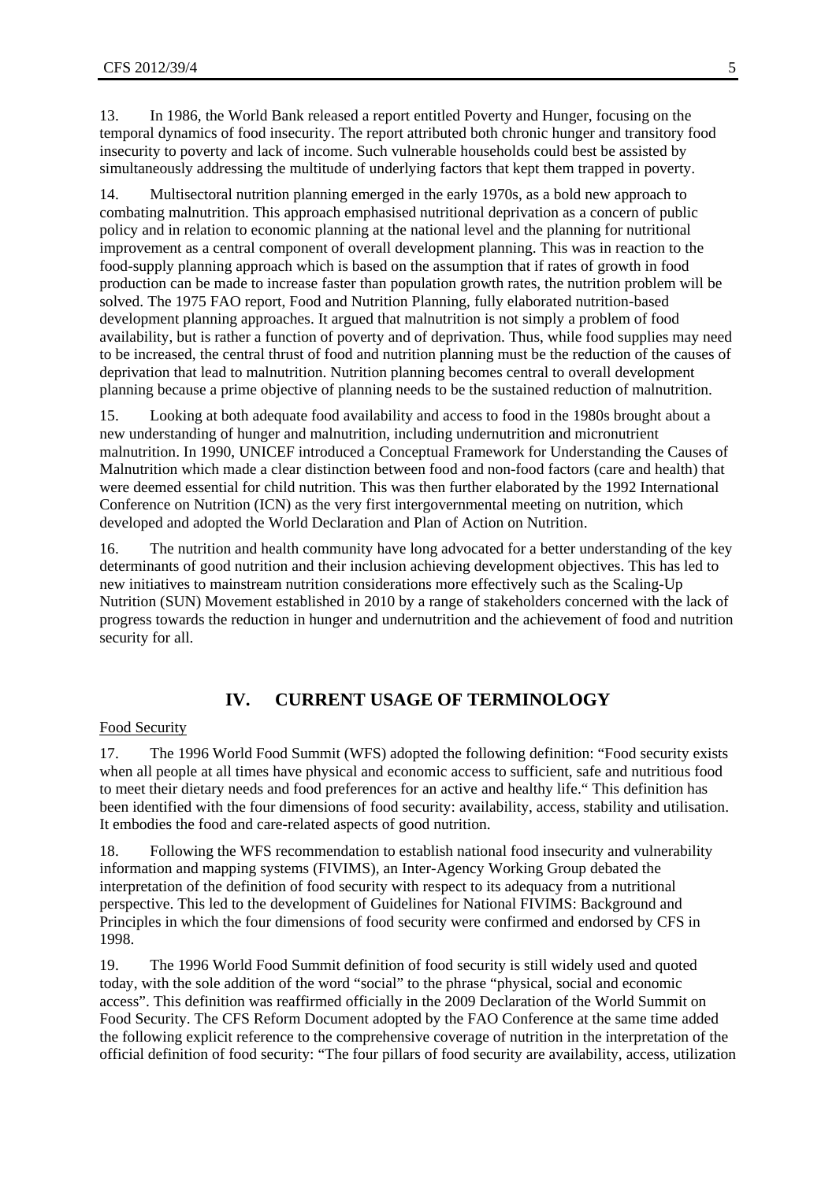13. In 1986, the World Bank released a report entitled Poverty and Hunger, focusing on the temporal dynamics of food insecurity. The report attributed both chronic hunger and transitory food insecurity to poverty and lack of income. Such vulnerable households could best be assisted by simultaneously addressing the multitude of underlying factors that kept them trapped in poverty.

14. Multisectoral nutrition planning emerged in the early 1970s, as a bold new approach to combating malnutrition. This approach emphasised nutritional deprivation as a concern of public policy and in relation to economic planning at the national level and the planning for nutritional improvement as a central component of overall development planning. This was in reaction to the food-supply planning approach which is based on the assumption that if rates of growth in food production can be made to increase faster than population growth rates, the nutrition problem will be solved. The 1975 FAO report, Food and Nutrition Planning, fully elaborated nutrition-based development planning approaches. It argued that malnutrition is not simply a problem of food availability, but is rather a function of poverty and of deprivation. Thus, while food supplies may need to be increased, the central thrust of food and nutrition planning must be the reduction of the causes of deprivation that lead to malnutrition. Nutrition planning becomes central to overall development planning because a prime objective of planning needs to be the sustained reduction of malnutrition.

15. Looking at both adequate food availability and access to food in the 1980s brought about a new understanding of hunger and malnutrition, including undernutrition and micronutrient malnutrition. In 1990, UNICEF introduced a Conceptual Framework for Understanding the Causes of Malnutrition which made a clear distinction between food and non-food factors (care and health) that were deemed essential for child nutrition. This was then further elaborated by the 1992 International Conference on Nutrition (ICN) as the very first intergovernmental meeting on nutrition, which developed and adopted the World Declaration and Plan of Action on Nutrition.

16. The nutrition and health community have long advocated for a better understanding of the key determinants of good nutrition and their inclusion achieving development objectives. This has led to new initiatives to mainstream nutrition considerations more effectively such as the Scaling-Up Nutrition (SUN) Movement established in 2010 by a range of stakeholders concerned with the lack of progress towards the reduction in hunger and undernutrition and the achievement of food and nutrition security for all.

## IV. CURRENT USAGE OF TERMINOLOGY

Food Security

17. The 1996 World Food Summit (WFS) adopted the following definition: "Food security exists when all people at all times have physical and economic access to sufficient, safe and nutritious food to meet their dietary needs and food preferences for an active and healthy life." This definition has been identified with the four dimensions of food security: availability, access, stability and utilisation. It embodies the food and care-related aspects of good nutrition.

18. Following the WFS recommendation to establish national food insecurity and vulnerability information and mapping systems (FIVIMS), an Inter-Agency Working Group debated the interpretation of the definition of food security with respect to its adequacy from a nutritional perspective. This led to the development of Guidelines for National FIVIMS: Background and Principles in which the four dimensions of food security were confirmed and endorsed by CFS in 1998.

19. The 1996 World Food Summit definition of food security is still widely used and quoted today, with the sole addition of the word "social" to the phrase "physical, social and economic access". This definition was reaffirmed officially in the 2009 Declaration of the World Summit on Food Security. The CFS Reform Document adopted by the FAO Conference at the same time added the following explicit reference to the comprehensive coverage of nutrition in the interpretation of the official definition of food security: "The four pillars of food security are availability, access, utilization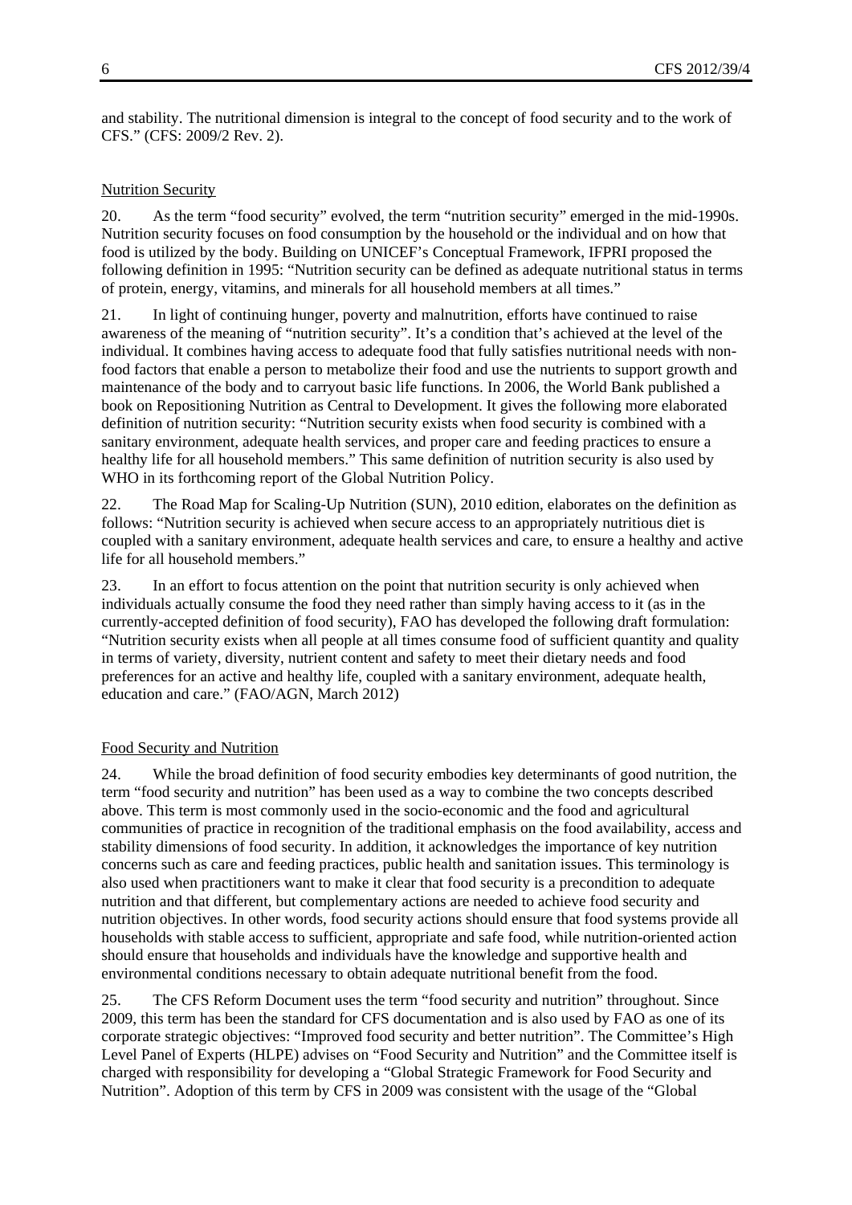and stability. The nutritional dimension is integral to the concept of food security and to the work of CFS." (CFS: 2009/2 Rev. 2).

### Nutrition Security

20. As the term "food security" evolved, the term "nutrition security" emerged in the mid-1990s. Nutrition security focuses on food consumption by the household or the individual and on how that food is utilized by the body. Building on UNICEF's Conceptual Framework, IFPRI proposed the following definition in 1995: "Nutrition security can be defined as adequate nutritional status in terms of protein, energy, vitamins, and minerals for all household members at all times."

21. In light of continuing hunger, poverty and malnutrition, efforts have continued to raise awareness of the meaning of "nutrition security". It's a condition that's achieved at the level of the individual. It combines having access to adequate food that fully satisfies nutritional needs with non-food factors that enable a person to metabolize their food and use the nutrients to support growth and maintenance of the body and to carryout basic life functions. In 2006, the World Bank published a book on Repositioning Nutrition as Central to Development. It gives the following more elaborated definition of nutrition security: "Nutrition security exists when food security is combined with a sanitary environment, adequate health services, and proper care and feeding practices to ensure a healthy life for all household members." This same definition of nutrition security is also used by WHO in its forthcoming report of the Global Nutrition Policy.

22. The Road Map for Scaling-Up Nutrition (SUN), 2010 edition, elaborates on the definition as follows: "Nutrition security is achieved when secure access to an appropriately nutritious diet is coupled with a sanitary environment, adequate health services and care, to ensure a healthy and active life for all household members."

23. In an effort to focus attention on the point that nutrition security is only achieved when individuals actually consume the food they need rather than simply having access to it (as in the currently-accepted definition of food security), FAO has developed the following draft formulation: "Nutrition security exists when all people at all times consume food of sufficient quantity and quality in terms of variety, diversity, nutrient content and safety to meet their dietary needs and food preferences for an active and healthy life, coupled with a sanitary environment, adequate health, education and care." (FAO/AGN, March 2012)

### Food Security and Nutrition

24. While the broad definition of food security embodies key determinants of good nutrition, the term "food security and nutrition" has been used as a way to combine the two concepts described above. This term is most commonly used in the socio-economic and the food and agricultural communities of practice in recognition of the traditional emphasis on the food availability, access and stability dimensions of food security. In addition, it acknowledges the importance of key nutrition concerns such as care and feeding practices, public health and sanitation issues. This terminology is also used when practitioners want to make it clear that food security is a precondition to adequate nutrition and that different, but complementary actions are needed to achieve food security and nutrition objectives. In other words, food security actions should ensure that food systems provide all households with stable access to sufficient, appropriate and safe food, while nutrition-oriented action should ensure that households and individuals have the knowledge and supportive health and environmental conditions necessary to obtain adequate nutritional benefit from the food.

25. The CFS Reform Document uses the term "food security and nutrition" throughout. Since 2009, this term has been the standard for CFS documentation and is also used by FAO as one of its corporate strategic objectives: "Improved food security and better nutrition". The Committee's High Level Panel of Experts (HLPE) advises on "Food Security and Nutrition" and the Committee itself is charged with responsibility for developing a "Global Strategic Framework for Food Security and Nutrition". Adoption of this term by CFS in 2009 was consistent with the usage of the "Global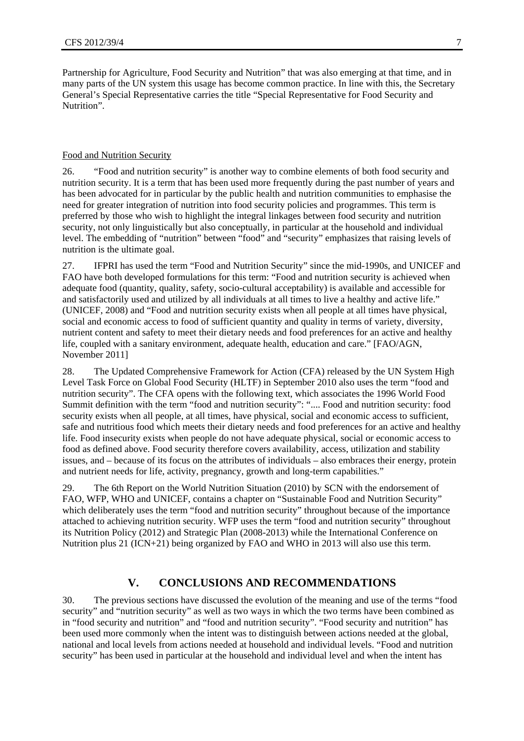Partnership for Agriculture, Food Security and Nutrition" that was also emerging at that time, and in many parts of the UN system this usage has become common practice. In line with this, the Secretary General's Special Representative carries the title "Special Representative for Food Security and Nutrition".

Food and Nutrition Security

26. "Food and nutrition security" is another way to combine elements of both food security and nutrition security. It is a term that has been used more frequently during the past number of years and has been advocated for in particular by the public health and nutrition communities to emphasise the need for greater integration of nutrition into food security policies and programmes. This term is preferred by those who wish to highlight the integral linkages between food security and nutrition security, not only linguistically but also conceptually, in particular at the household and individual level. The embedding of "nutrition" between "food" and "security" emphasizes that raising levels of nutrition is the ultimate goal.

27. IFPRI has used the term "Food and Nutrition Security" since the mid-1990s, and UNICEF and FAO have both developed formulations for this term: "Food and nutrition security is achieved when adequate food (quantity, quality, safety, socio-cultural acceptability) is available and accessible for and satisfactorily used and utilized by all individuals at all times to live a healthy and active life." (UNICEF, 2008) and "Food and nutrition security exists when all people at all times have physical, social and economic access to food of sufficient quantity and quality in terms of variety, diversity, nutrient content and safety to meet their dietary needs and food preferences for an active and healthy life, coupled with a sanitary environment, adequate health, education and care." [FAO/AGN, November 2011]

28. The Updated Comprehensive Framework for Action (CFA) released by the UN System High Level Task Force on Global Food Security (HLTF) in September 2010 also uses the term "food and nutrition security". The CFA opens with the following text, which associates the 1996 World Food Summit definition with the term "food and nutrition security": ".... Food and nutrition security: food security exists when all people, at all times, have physical, social and economic access to sufficient, safe and nutritious food which meets their dietary needs and food preferences for an active and healthy life. Food insecurity exists when people do not have adequate physical, social or economic access to food as defined above. Food security therefore covers availability, access, utilization and stability issues, and – because of its focus on the attributes of individuals – also embraces their energy, protein and nutrient needs for life, activity, pregnancy, growth and long-term capabilities."

29. The 6th Report on the World Nutrition Situation (2010) by SCN with the endorsement of FAO, WFP, WHO and UNICEF, contains a chapter on "Sustainable Food and Nutrition Security" which deliberately uses the term "food and nutrition security" throughout because of the importance attached to achieving nutrition security. WFP uses the term "food and nutrition security" throughout its Nutrition Policy (2012) and Strategic Plan (2008-2013) while the International Conference on Nutrition plus 21 (ICN+21) being organized by FAO and WHO in 2013 will also use this term.

## V. CONCLUSIONS AND RECOMMENDATIONS

30. The previous sections have discussed the evolution of the meaning and use of the terms "food security" and "nutrition security" as well as two ways in which the two terms have been combined as in "food security and nutrition" and "food and nutrition security". "Food security and nutrition" has been used more commonly when the intent was to distinguish between actions needed at the global, national and local levels from actions needed at household and individual levels. "Food and nutrition security" has been used in particular at the household and individual level and when the intent has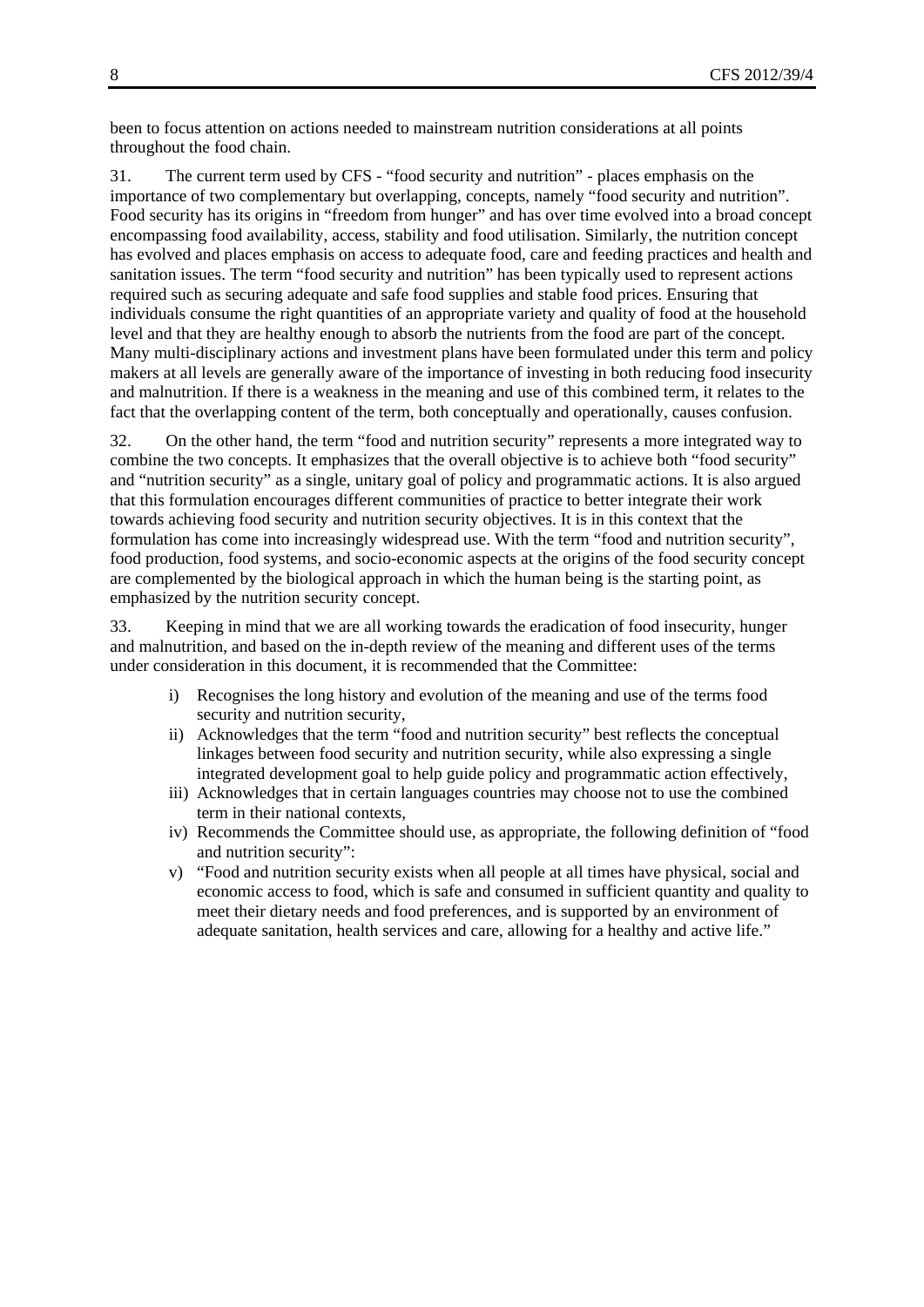been to focus attention on actions needed to mainstream nutrition considerations at all points throughout the food chain.

31. The current term used by CFS - "food security and nutrition" - places emphasis on the importance of two complementary but overlapping, concepts, namely "food security and nutrition". Food security has its origins in "freedom from hunger" and has over time evolved into a broad concept encompassing food availability, access, stability and food utilisation. Similarly, the nutrition concept has evolved and places emphasis on access to adequate food, care and feeding practices and health and sanitation issues. The term "food security and nutrition" has been typically used to represent actions required such as securing adequate and safe food supplies and stable food prices. Ensuring that individuals consume the right quantities of an appropriate variety and quality of food at the household level and that they are healthy enough to absorb the nutrients from the food are part of the concept. Many multi-disciplinary actions and investment plans have been formulated under this term and policy makers at all levels are generally aware of the importance of investing in both reducing food insecurity and malnutrition. If there is a weakness in the meaning and use of this combined term, it relates to the fact that the overlapping content of the term, both conceptually and operationally, causes confusion.

32. On the other hand, the term "food and nutrition security" represents a more integrated way to combine the two concepts. It emphasizes that the overall objective is to achieve both "food security" and "nutrition security" as a single, unitary goal of policy and programmatic actions. It is also argued that this formulation encourages different communities of practice to better integrate their work towards achieving food security and nutrition security objectives. It is in this context that the formulation has come into increasingly widespread use. With the term "food and nutrition security", food production, food systems, and socio-economic aspects at the origins of the food security concept are complemented by the biological approach in which the human being is the starting point, as emphasized by the nutrition security concept.

33. Keeping in mind that we are all working towards the eradication of food insecurity, hunger and malnutrition, and based on the in-depth review of the meaning and different uses of the terms under consideration in this document, it is recommended that the Committee:

i) Recognises the long history and evolution of the meaning and use of the terms food security and nutrition security,
ii) Acknowledges that the term "food and nutrition security" best reflects the conceptual linkages between food security and nutrition security, while also expressing a single integrated development goal to help guide policy and programmatic action effectively,
iii) Acknowledges that in certain languages countries may choose not to use the combined term in their national contexts,
iv) Recommends the Committee should use, as appropriate, the following definition of "food and nutrition security":
v) "Food and nutrition security exists when all people at all times have physical, social and economic access to food, which is safe and consumed in sufficient quantity and quality to meet their dietary needs and food preferences, and is supported by an environment of adequate sanitation, health services and care, allowing for a healthy and active life."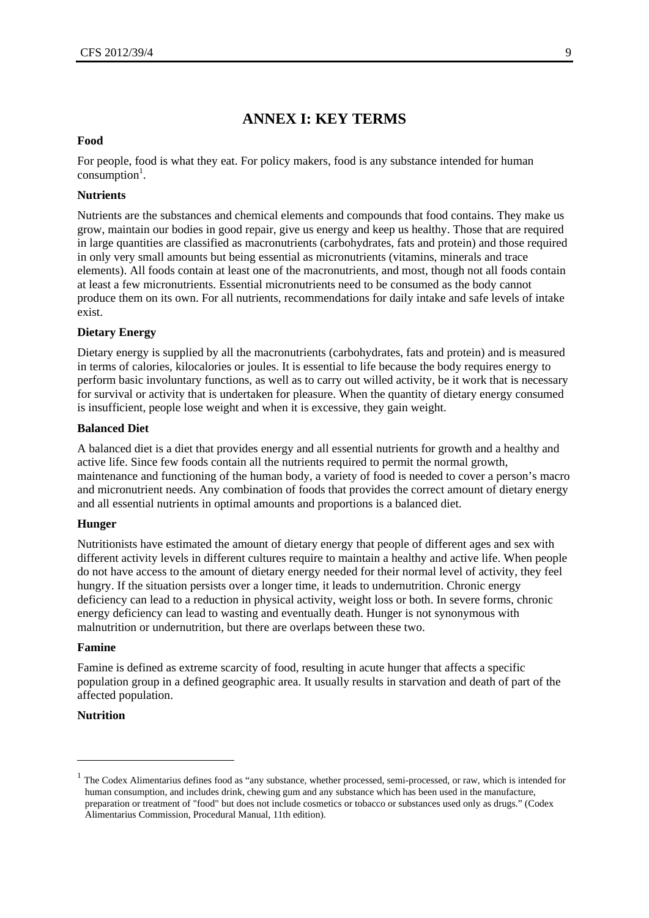# ANNEX I: KEY TERMS

**Food**

For people, food is what they eat. For policy makers, food is any substance intended for human consumption[1].

**Nutrients**

Nutrients are the substances and chemical elements and compounds that food contains. They make us grow, maintain our bodies in good repair, give us energy and keep us healthy. Those that are required in large quantities are classified as macronutrients (carbohydrates, fats and protein) and those required in only very small amounts but being essential as micronutrients (vitamins, minerals and trace elements). All foods contain at least one of the macronutrients, and most, though not all foods contain at least a few micronutrients. Essential micronutrients need to be consumed as the body cannot produce them on its own. For all nutrients, recommendations for daily intake and safe levels of intake exist.

**Dietary Energy**

Dietary energy is supplied by all the macronutrients (carbohydrates, fats and protein) and is measured in terms of calories, kilocalories or joules. It is essential to life because the body requires energy to perform basic involuntary functions, as well as to carry out willed activity, be it work that is necessary for survival or activity that is undertaken for pleasure. When the quantity of dietary energy consumed is insufficient, people lose weight and when it is excessive, they gain weight.

**Balanced Diet**

A balanced diet is a diet that provides energy and all essential nutrients for growth and a healthy and active life. Since few foods contain all the nutrients required to permit the normal growth, maintenance and functioning of the human body, a variety of food is needed to cover a person's macro and micronutrient needs. Any combination of foods that provides the correct amount of dietary energy and all essential nutrients in optimal amounts and proportions is a balanced diet.

**Hunger**

Nutritionists have estimated the amount of dietary energy that people of different ages and sex with different activity levels in different cultures require to maintain a healthy and active life. When people do not have access to the amount of dietary energy needed for their normal level of activity, they feel hungry. If the situation persists over a longer time, it leads to undernutrition. Chronic energy deficiency can lead to a reduction in physical activity, weight loss or both. In severe forms, chronic energy deficiency can lead to wasting and eventually death. Hunger is not synonymous with malnutrition or undernutrition, but there are overlaps between these two.

**Famine**

Famine is defined as extreme scarcity of food, resulting in acute hunger that affects a specific population group in a defined geographic area. It usually results in starvation and death of part of the affected population.

**Nutrition**

[1] The Codex Alimentarius defines food as "any substance, whether processed, semi-processed, or raw, which is intended for human consumption, and includes drink, chewing gum and any substance which has been used in the manufacture, preparation or treatment of "food" but does not include cosmetics or tobacco or substances used only as drugs." (Codex Alimentarius Commission, Procedural Manual, 11th edition).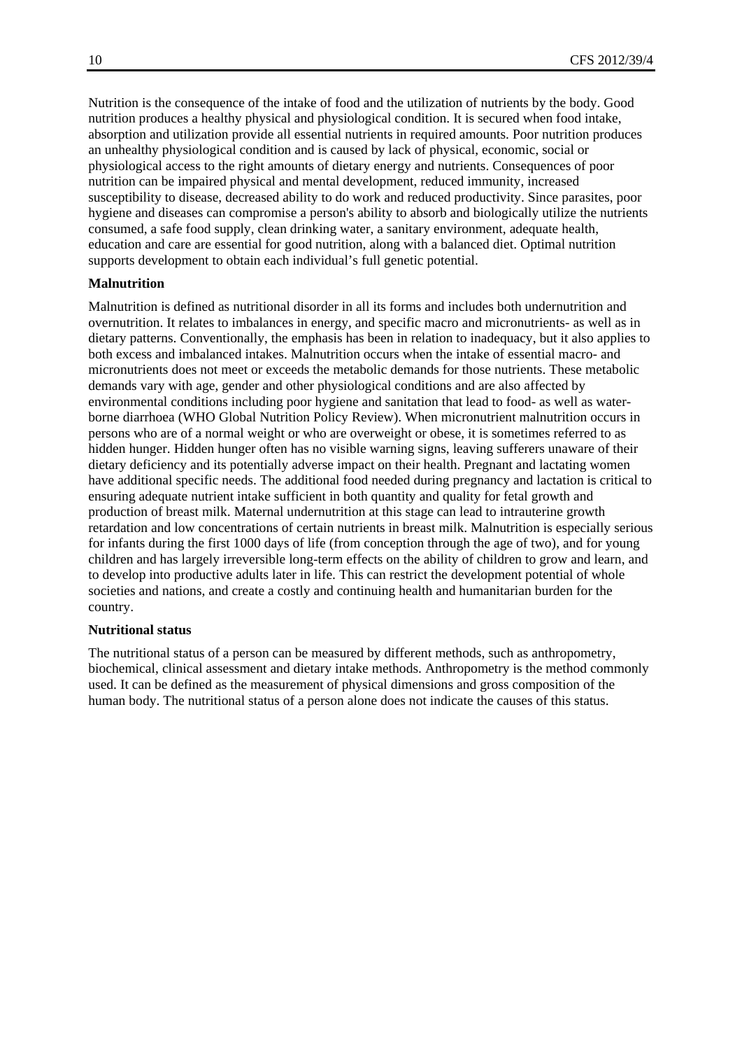Nutrition is the consequence of the intake of food and the utilization of nutrients by the body. Good nutrition produces a healthy physical and physiological condition. It is secured when food intake, absorption and utilization provide all essential nutrients in required amounts. Poor nutrition produces an unhealthy physiological condition and is caused by lack of physical, economic, social or physiological access to the right amounts of dietary energy and nutrients. Consequences of poor nutrition can be impaired physical and mental development, reduced immunity, increased susceptibility to disease, decreased ability to do work and reduced productivity. Since parasites, poor hygiene and diseases can compromise a person's ability to absorb and biologically utilize the nutrients consumed, a safe food supply, clean drinking water, a sanitary environment, adequate health, education and care are essential for good nutrition, along with a balanced diet. Optimal nutrition supports development to obtain each individual's full genetic potential.

**Malnutrition**

Malnutrition is defined as nutritional disorder in all its forms and includes both undernutrition and overnutrition. It relates to imbalances in energy, and specific macro and micronutrients- as well as in dietary patterns. Conventionally, the emphasis has been in relation to inadequacy, but it also applies to both excess and imbalanced intakes. Malnutrition occurs when the intake of essential macro- and micronutrients does not meet or exceeds the metabolic demands for those nutrients. These metabolic demands vary with age, gender and other physiological conditions and are also affected by environmental conditions including poor hygiene and sanitation that lead to food- as well as water-borne diarrhoea (WHO Global Nutrition Policy Review). When micronutrient malnutrition occurs in persons who are of a normal weight or who are overweight or obese, it is sometimes referred to as hidden hunger. Hidden hunger often has no visible warning signs, leaving sufferers unaware of their dietary deficiency and its potentially adverse impact on their health. Pregnant and lactating women have additional specific needs. The additional food needed during pregnancy and lactation is critical to ensuring adequate nutrient intake sufficient in both quantity and quality for fetal growth and production of breast milk. Maternal undernutrition at this stage can lead to intrauterine growth retardation and low concentrations of certain nutrients in breast milk. Malnutrition is especially serious for infants during the first 1000 days of life (from conception through the age of two), and for young children and has largely irreversible long-term effects on the ability of children to grow and learn, and to develop into productive adults later in life. This can restrict the development potential of whole societies and nations, and create a costly and continuing health and humanitarian burden for the country.

**Nutritional status**

The nutritional status of a person can be measured by different methods, such as anthropometry, biochemical, clinical assessment and dietary intake methods. Anthropometry is the method commonly used. It can be defined as the measurement of physical dimensions and gross composition of the human body. The nutritional status of a person alone does not indicate the causes of this status.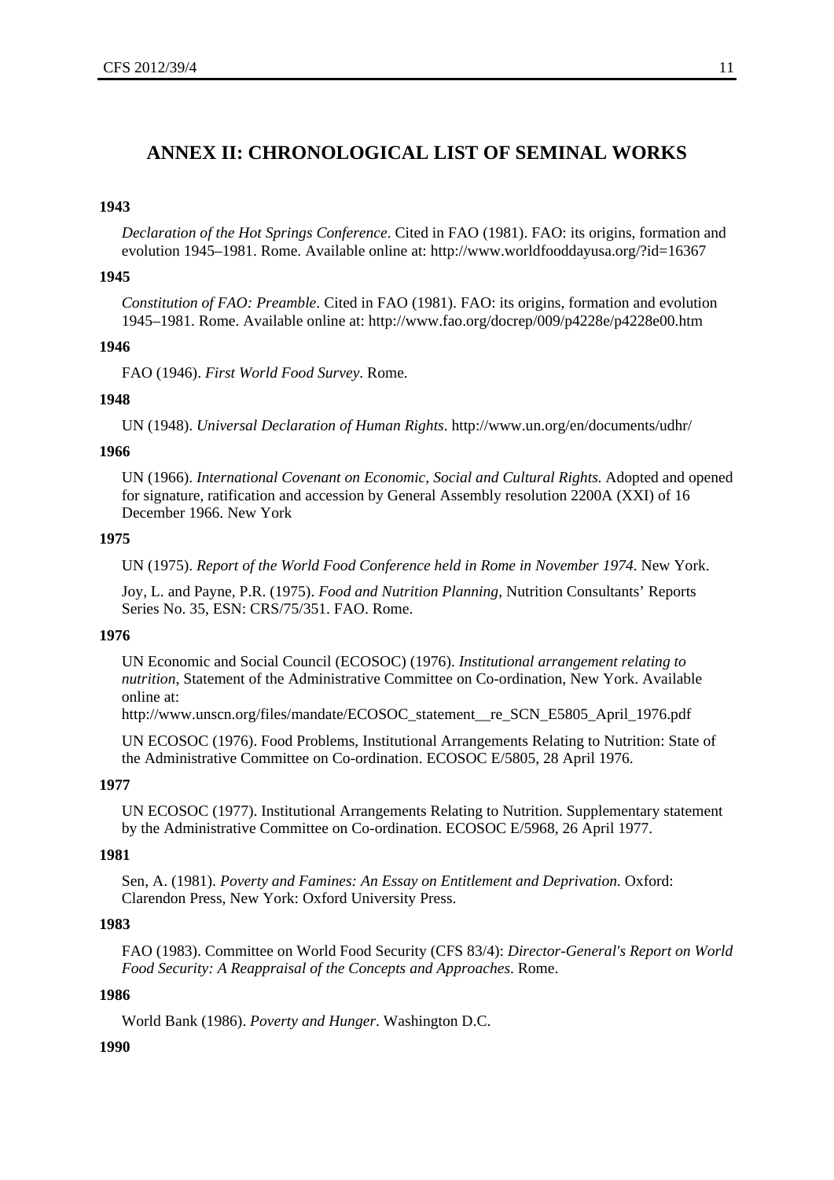# ANNEX II: CHRONOLOGICAL LIST OF SEMINAL WORKS

**1943**

*Declaration of the Hot Springs Conference*. Cited in FAO (1981). FAO: its origins, formation and evolution 1945–1981. Rome. Available online at: http://www.worldfooddayusa.org/?id=16367

**1945**

*Constitution of FAO: Preamble*. Cited in FAO (1981). FAO: its origins, formation and evolution 1945–1981. Rome. Available online at: http://www.fao.org/docrep/009/p4228e/p4228e00.htm

**1946**

FAO (1946). *First World Food Survey*. Rome.

**1948**

UN (1948). *Universal Declaration of Human Rights*. http://www.un.org/en/documents/udhr/

**1966**

UN (1966). *International Covenant on Economic, Social and Cultural Rights.* Adopted and opened for signature, ratification and accession by General Assembly resolution 2200A (XXI) of 16 December 1966. New York

**1975**

UN (1975). *Report of the World Food Conference held in Rome in November 1974*. New York.

Joy, L. and Payne, P.R. (1975). *Food and Nutrition Planning*, Nutrition Consultants' Reports Series No. 35, ESN: CRS/75/351. FAO. Rome.

**1976**

UN Economic and Social Council (ECOSOC) (1976). *Institutional arrangement relating to nutrition*, Statement of the Administrative Committee on Co-ordination, New York. Available online at:
http://www.unscn.org/files/mandate/ECOSOC_statement__re_SCN_E5805_April_1976.pdf

UN ECOSOC (1976). Food Problems, Institutional Arrangements Relating to Nutrition: State of the Administrative Committee on Co-ordination. ECOSOC E/5805, 28 April 1976.

**1977**

UN ECOSOC (1977). Institutional Arrangements Relating to Nutrition. Supplementary statement by the Administrative Committee on Co-ordination. ECOSOC E/5968, 26 April 1977.

**1981**

Sen, A. (1981). *Poverty and Famines: An Essay on Entitlement and Deprivation.* Oxford: Clarendon Press, New York: Oxford University Press.

**1983**

FAO (1983). Committee on World Food Security (CFS 83/4): *Director-General's Report on World Food Security: A Reappraisal of the Concepts and Approaches*. Rome.

**1986**

World Bank (1986). *Poverty and Hunger.* Washington D.C.

**1990**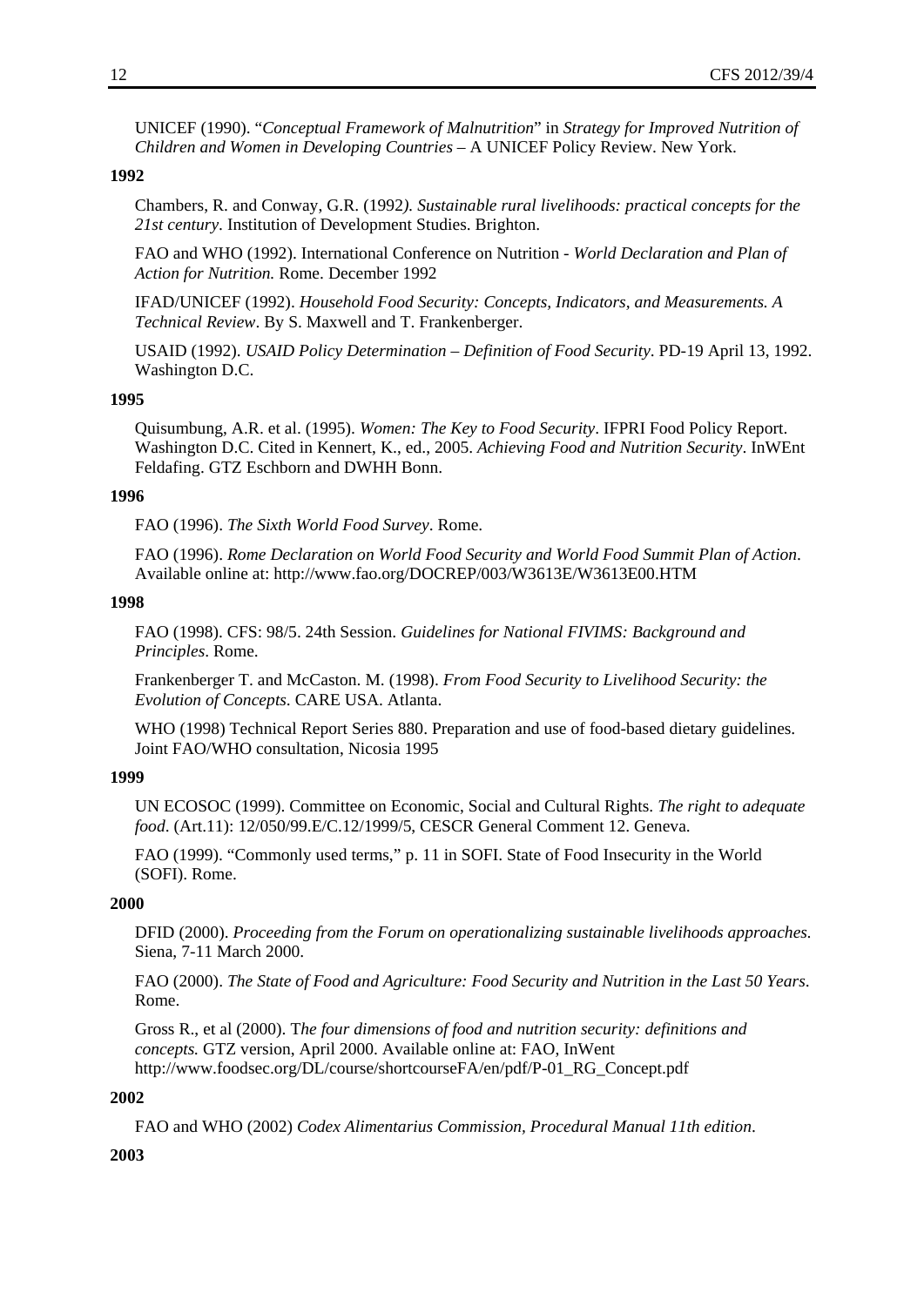UNICEF (1990). "*Conceptual Framework of Malnutrition*" in *Strategy for Improved Nutrition of Children and Women in Developing Countries* – A UNICEF Policy Review. New York.

**1992**

Chambers, R. and Conway, G.R. (1992*). Sustainable rural livelihoods: practical concepts for the 21st century*. Institution of Development Studies. Brighton.

FAO and WHO (1992). International Conference on Nutrition - *World Declaration and Plan of Action for Nutrition.* Rome. December 1992

IFAD/UNICEF (1992). *Household Food Security: Concepts, Indicators, and Measurements. A Technical Review*. By S. Maxwell and T. Frankenberger.

USAID (1992). *USAID Policy Determination – Definition of Food Security*. PD-19 April 13, 1992. Washington D.C.

**1995**

Quisumbung, A.R. et al. (1995). *Women: The Key to Food Security*. IFPRI Food Policy Report. Washington D.C. Cited in Kennert, K., ed., 2005. *Achieving Food and Nutrition Security*. InWEnt Feldafing. GTZ Eschborn and DWHH Bonn.

**1996**

FAO (1996). *The Sixth World Food Survey*. Rome.

FAO (1996). *Rome Declaration on World Food Security and World Food Summit Plan of Action*. Available online at: http://www.fao.org/DOCREP/003/W3613E/W3613E00.HTM

**1998**

FAO (1998). CFS: 98/5. 24th Session. *Guidelines for National FIVIMS: Background and Principles*. Rome.

Frankenberger T. and McCaston. M. (1998). *From Food Security to Livelihood Security: the Evolution of Concepts*. CARE USA. Atlanta.

WHO (1998) Technical Report Series 880. Preparation and use of food-based dietary guidelines. Joint FAO/WHO consultation, Nicosia 1995

**1999**

UN ECOSOC (1999). Committee on Economic, Social and Cultural Rights. *The right to adequate food*. (Art.11): 12/050/99.E/C.12/1999/5, CESCR General Comment 12. Geneva.

FAO (1999). "Commonly used terms," p. 11 in SOFI. State of Food Insecurity in the World (SOFI). Rome.

**2000**

DFID (2000). *Proceeding from the Forum on operationalizing sustainable livelihoods approaches.* Siena, 7-11 March 2000.

FAO (2000). *The State of Food and Agriculture: Food Security and Nutrition in the Last 50 Years*. Rome.

Gross R., et al (2000). T*he four dimensions of food and nutrition security: definitions and concepts.* GTZ version, April 2000. Available online at: FAO, InWent http://www.foodsec.org/DL/course/shortcourseFA/en/pdf/P-01_RG_Concept.pdf

**2002**

FAO and WHO (2002) *Codex Alimentarius Commission, Procedural Manual 11th edition*.

**2003**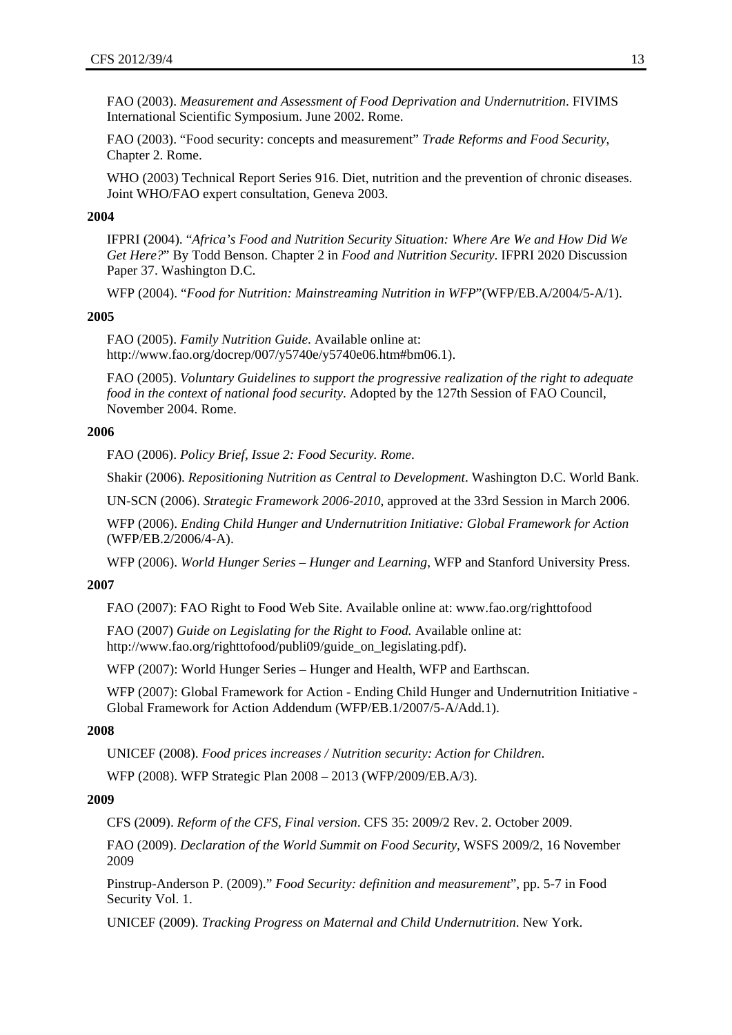FAO (2003). *Measurement and Assessment of Food Deprivation and Undernutrition*. FIVIMS International Scientific Symposium. June 2002. Rome.

FAO (2003). "Food security: concepts and measurement" *Trade Reforms and Food Security*, Chapter 2. Rome.

WHO (2003) Technical Report Series 916. Diet, nutrition and the prevention of chronic diseases. Joint WHO/FAO expert consultation, Geneva 2003.

**2004**

IFPRI (2004). "*Africa's Food and Nutrition Security Situation: Where Are We and How Did We Get Here?*" By Todd Benson. Chapter 2 in *Food and Nutrition Security*. IFPRI 2020 Discussion Paper 37. Washington D.C.

WFP (2004). "*Food for Nutrition: Mainstreaming Nutrition in WFP*"(WFP/EB.A/2004/5-A/1).

**2005**

FAO (2005). *Family Nutrition Guide*. Available online at: http://www.fao.org/docrep/007/y5740e/y5740e06.htm#bm06.1).

FAO (2005). *Voluntary Guidelines to support the progressive realization of the right to adequate food in the context of national food security*. Adopted by the 127th Session of FAO Council, November 2004. Rome.

**2006**

FAO (2006). *Policy Brief, Issue 2: Food Security. Rome*.

Shakir (2006). *Repositioning Nutrition as Central to Development*. Washington D.C. World Bank.

UN-SCN (2006). *Strategic Framework 2006-2010*, approved at the 33rd Session in March 2006.

WFP (2006). *Ending Child Hunger and Undernutrition Initiative: Global Framework for Action* (WFP/EB.2/2006/4-A).

WFP (2006). *World Hunger Series – Hunger and Learning*, WFP and Stanford University Press.

**2007**

FAO (2007): FAO Right to Food Web Site. Available online at: www.fao.org/righttofood

FAO (2007) *Guide on Legislating for the Right to Food.* Available online at: http://www.fao.org/righttofood/publi09/guide_on_legislating.pdf).

WFP (2007): World Hunger Series – Hunger and Health, WFP and Earthscan.

WFP (2007): Global Framework for Action - Ending Child Hunger and Undernutrition Initiative - Global Framework for Action Addendum (WFP/EB.1/2007/5-A/Add.1).

**2008**

UNICEF (2008). *Food prices increases / Nutrition security: Action for Children*.

WFP (2008). WFP Strategic Plan 2008 – 2013 (WFP/2009/EB.A/3).

**2009**

CFS (2009). *Reform of the CFS, Final version*. CFS 35: 2009/2 Rev. 2. October 2009.

FAO (2009). *Declaration of the World Summit on Food Security*, WSFS 2009/2, 16 November 2009

Pinstrup-Anderson P. (2009)." *Food Security: definition and measurement*", pp. 5-7 in Food Security Vol. 1.

UNICEF (2009). *Tracking Progress on Maternal and Child Undernutrition*. New York.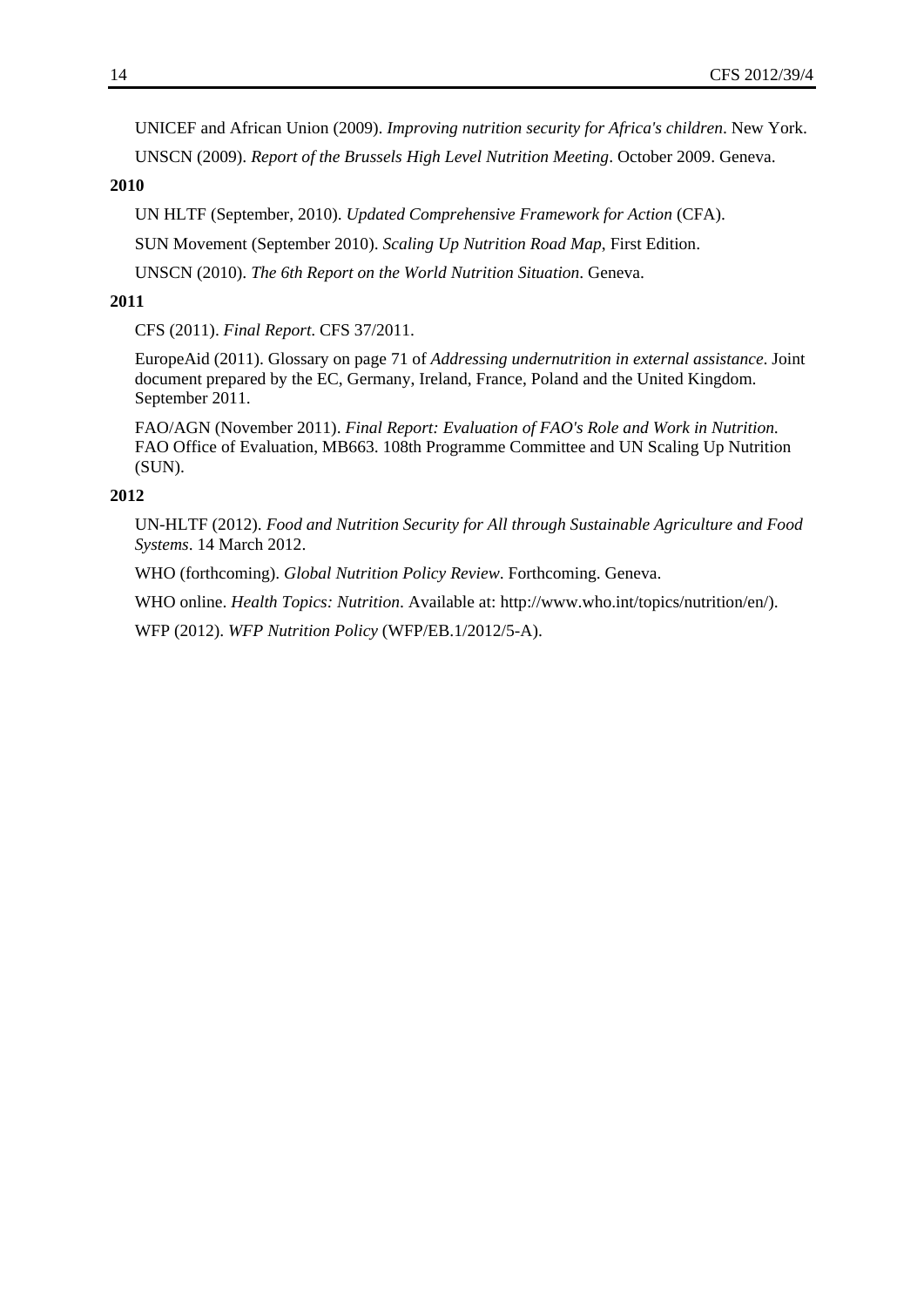UNICEF and African Union (2009). *Improving nutrition security for Africa's children*. New York.

UNSCN (2009). *Report of the Brussels High Level Nutrition Meeting*. October 2009. Geneva.

**2010**

UN HLTF (September, 2010). *Updated Comprehensive Framework for Action* (CFA).

SUN Movement (September 2010). *Scaling Up Nutrition Road Map*, First Edition.

UNSCN (2010). *The 6th Report on the World Nutrition Situation*. Geneva.

**2011**

CFS (2011). *Final Report*. CFS 37/2011.

EuropeAid (2011). Glossary on page 71 of *Addressing undernutrition in external assistance*. Joint document prepared by the EC, Germany, Ireland, France, Poland and the United Kingdom. September 2011.

FAO/AGN (November 2011). *Final Report: Evaluation of FAO's Role and Work in Nutrition.* FAO Office of Evaluation, MB663. 108th Programme Committee and UN Scaling Up Nutrition (SUN).

**2012**

UN-HLTF (2012). *Food and Nutrition Security for All through Sustainable Agriculture and Food Systems*. 14 March 2012.

WHO (forthcoming). *Global Nutrition Policy Review*. Forthcoming. Geneva.

WHO online. *Health Topics: Nutrition*. Available at: http://www.who.int/topics/nutrition/en/).

WFP (2012). *WFP Nutrition Policy* (WFP/EB.1/2012/5-A).